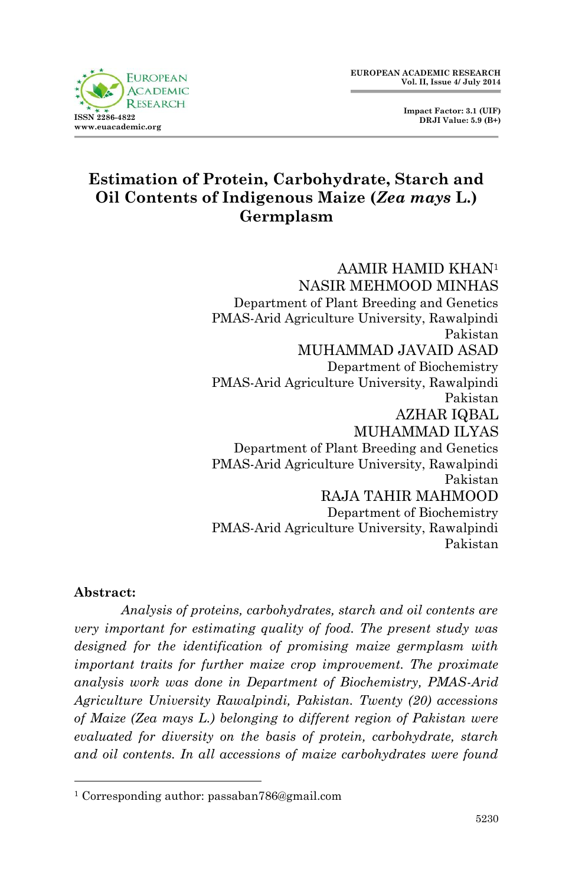# Estimation of Protein, Carbohydrate, Starch and Oil Contents of Indigenous Maize (*Zea mays* L.) Germplasm

AAMIR HAMID KHAN[1]
NASIR MEHMOOD MINHAS
Department of Plant Breeding and Genetics
PMAS-Arid Agriculture University, Rawalpindi
Pakistan

MUHAMMAD JAVAID ASAD
Department of Biochemistry
PMAS-Arid Agriculture University, Rawalpindi
Pakistan

AZHAR IQBAL
MUHAMMAD ILYAS
Department of Plant Breeding and Genetics
PMAS-Arid Agriculture University, Rawalpindi
Pakistan

RAJA TAHIR MAHMOOD
Department of Biochemistry
PMAS-Arid Agriculture University, Rawalpindi
Pakistan

**Abstract:**

*Analysis of proteins, carbohydrates, starch and oil contents are very important for estimating quality of food. The present study was designed for the identification of promising maize germplasm with important traits for further maize crop improvement. The proximate analysis work was done in Department of Biochemistry, PMAS-Arid Agriculture University Rawalpindi, Pakistan. Twenty (20) accessions of Maize (Zea mays L.) belonging to different region of Pakistan were evaluated for diversity on the basis of protein, carbohydrate, starch and oil contents. In all accessions of maize carbohydrates were found*

---

[1] Corresponding author: passaban786@gmail.com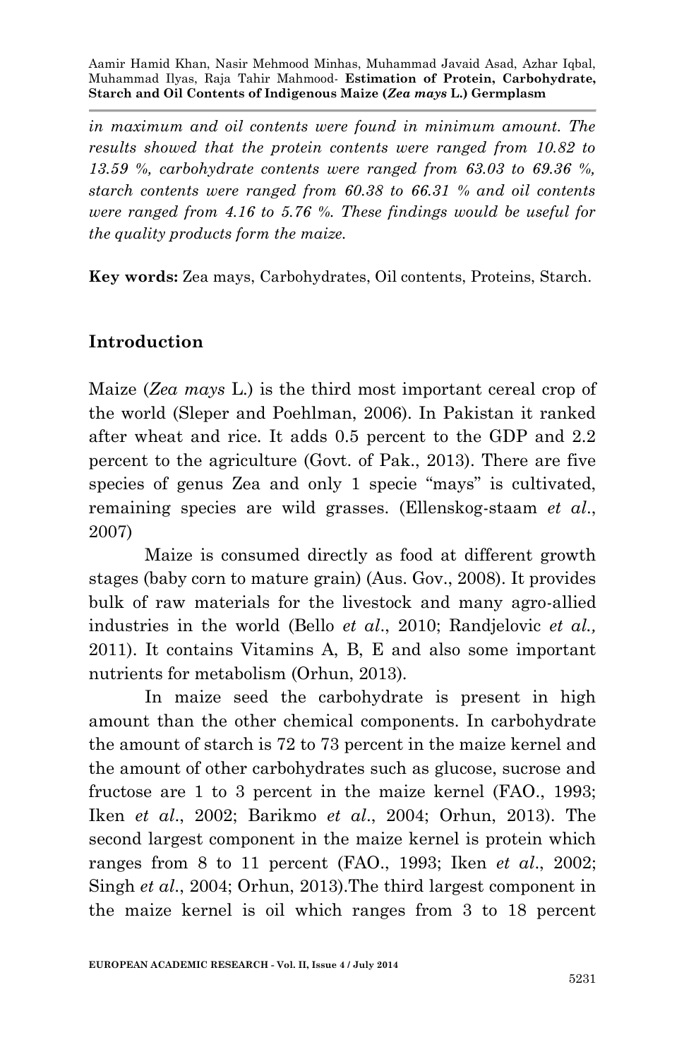*in maximum and oil contents were found in minimum amount. The results showed that the protein contents were ranged from 10.82 to 13.59 %, carbohydrate contents were ranged from 63.03 to 69.36 %, starch contents were ranged from 60.38 to 66.31 % and oil contents were ranged from 4.16 to 5.76 %. These findings would be useful for the quality products form the maize.*

**Key words:** Zea mays, Carbohydrates, Oil contents, Proteins, Starch.

## Introduction

Maize (*Zea mays* L.) is the third most important cereal crop of the world (Sleper and Poehlman, 2006). In Pakistan it ranked after wheat and rice. It adds 0.5 percent to the GDP and 2.2 percent to the agriculture (Govt. of Pak., 2013). There are five species of genus Zea and only 1 specie "mays" is cultivated, remaining species are wild grasses. (Ellenskog-staam *et al*., 2007)

Maize is consumed directly as food at different growth stages (baby corn to mature grain) (Aus. Gov., 2008). It provides bulk of raw materials for the livestock and many agro-allied industries in the world (Bello *et al*., 2010; Randjelovic *et al.,* 2011). It contains Vitamins A, B, E and also some important nutrients for metabolism (Orhun, 2013).

In maize seed the carbohydrate is present in high amount than the other chemical components. In carbohydrate the amount of starch is 72 to 73 percent in the maize kernel and the amount of other carbohydrates such as glucose, sucrose and fructose are 1 to 3 percent in the maize kernel (FAO., 1993; Iken *et al*., 2002; Barikmo *et al*., 2004; Orhun, 2013). The second largest component in the maize kernel is protein which ranges from 8 to 11 percent (FAO., 1993; Iken *et al*., 2002; Singh *et al*., 2004; Orhun, 2013).The third largest component in the maize kernel is oil which ranges from 3 to 18 percent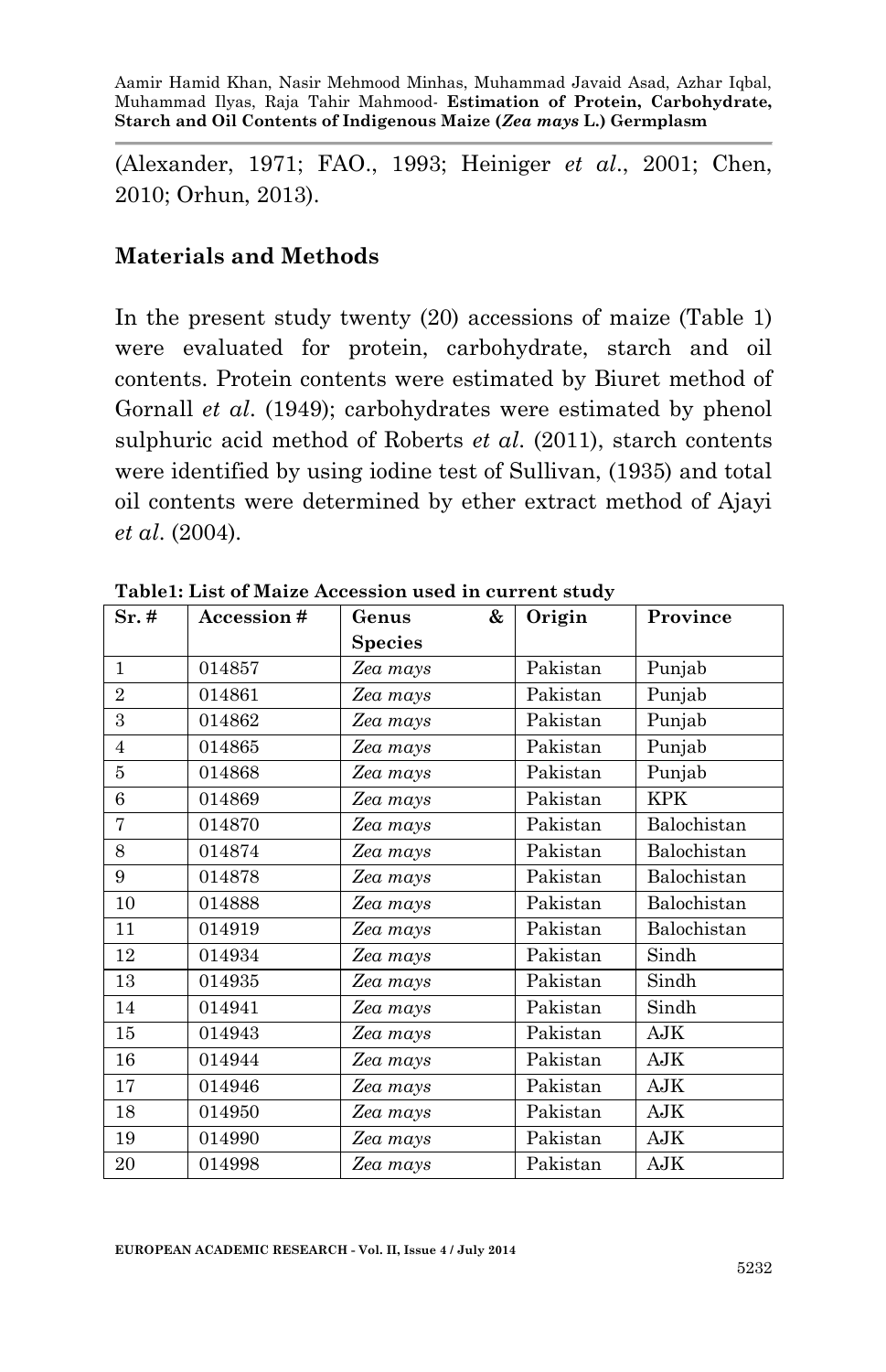(Alexander, 1971; FAO., 1993; Heiniger *et al*., 2001; Chen, 2010; Orhun, 2013).

## Materials and Methods

In the present study twenty (20) accessions of maize (Table 1) were evaluated for protein, carbohydrate, starch and oil contents. Protein contents were estimated by Biuret method of Gornall *et al*. (1949); carbohydrates were estimated by phenol sulphuric acid method of Roberts *et al*. (2011), starch contents were identified by using iodine test of Sullivan, (1935) and total oil contents were determined by ether extract method of Ajayi *et al*. (2004).

**Table1: List of Maize Accession used in current study**

| Sr. # | Accession # | Genus & Species | Origin | Province |
|---|---|---|---|---|
| 1 | 014857 | *Zea mays* | Pakistan | Punjab |
| 2 | 014861 | *Zea mays* | Pakistan | Punjab |
| 3 | 014862 | *Zea mays* | Pakistan | Punjab |
| 4 | 014865 | *Zea mays* | Pakistan | Punjab |
| 5 | 014868 | *Zea mays* | Pakistan | Punjab |
| 6 | 014869 | *Zea mays* | Pakistan | KPK |
| 7 | 014870 | *Zea mays* | Pakistan | Balochistan |
| 8 | 014874 | *Zea mays* | Pakistan | Balochistan |
| 9 | 014878 | *Zea mays* | Pakistan | Balochistan |
| 10 | 014888 | *Zea mays* | Pakistan | Balochistan |
| 11 | 014919 | *Zea mays* | Pakistan | Balochistan |
| 12 | 014934 | *Zea mays* | Pakistan | Sindh |
| 13 | 014935 | *Zea mays* | Pakistan | Sindh |
| 14 | 014941 | *Zea mays* | Pakistan | Sindh |
| 15 | 014943 | *Zea mays* | Pakistan | AJK |
| 16 | 014944 | *Zea mays* | Pakistan | AJK |
| 17 | 014946 | *Zea mays* | Pakistan | AJK |
| 18 | 014950 | *Zea mays* | Pakistan | AJK |
| 19 | 014990 | *Zea mays* | Pakistan | AJK |
| 20 | 014998 | *Zea mays* | Pakistan | AJK |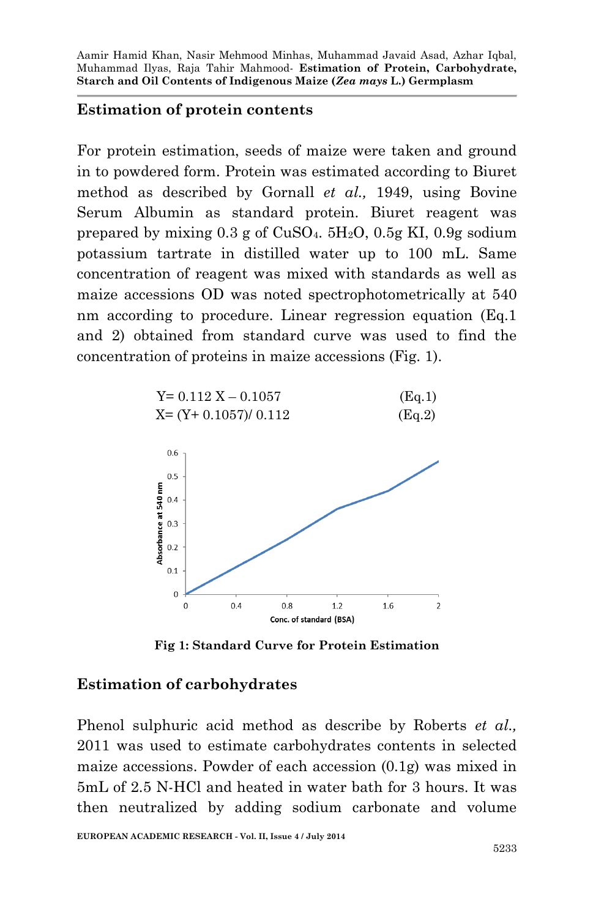### Estimation of protein contents

For protein estimation, seeds of maize were taken and ground in to powdered form. Protein was estimated according to Biuret method as described by Gornall *et al.,* 1949, using Bovine Serum Albumin as standard protein. Biuret reagent was prepared by mixing 0.3 g of $CuSO_4 . 5H_2O$, 0.5g KI, 0.9g sodium potassium tartrate in distilled water up to 100 mL. Same concentration of reagent was mixed with standards as well as maize accessions OD was noted spectrophotometrically at 540 nm according to procedure. Linear regression equation (Eq.1 and 2) obtained from standard curve was used to find the concentration of proteins in maize accessions (Fig. 1).

$$Y = 0.112\,X - 0.1057 \qquad \text{(Eq.1)}$$

$$X = (Y + 0.1057)/\,0.112 \qquad \text{(Eq.2)}$$

**Fig 1: Standard Curve for Protein Estimation**

### Estimation of carbohydrates

Phenol sulphuric acid method as describe by Roberts *et al.,* 2011 was used to estimate carbohydrates contents in selected maize accessions. Powder of each accession (0.1g) was mixed in 5mL of 2.5 N-HCl and heated in water bath for 3 hours. It was then neutralized by adding sodium carbonate and volume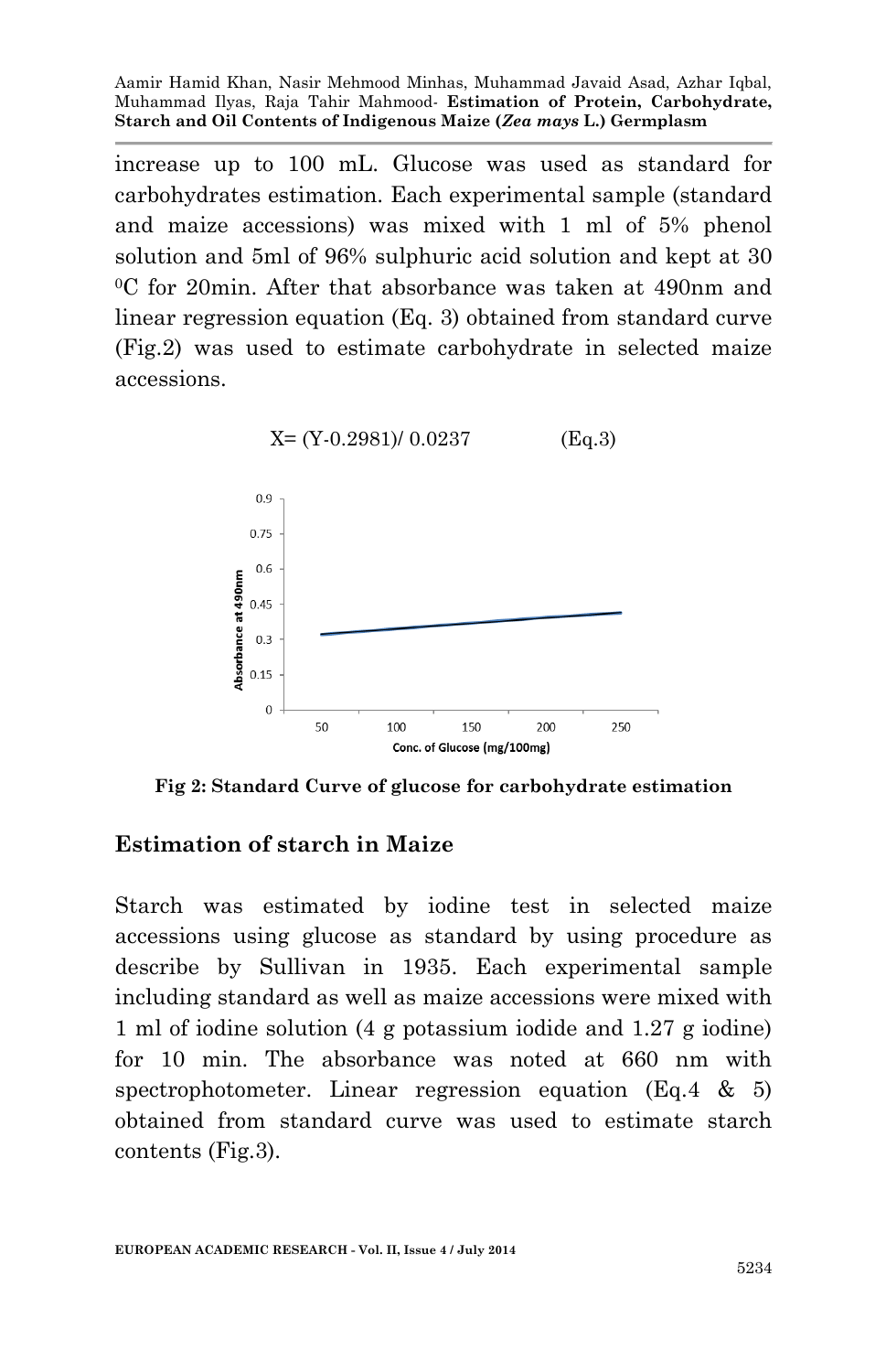increase up to 100 mL. Glucose was used as standard for carbohydrates estimation. Each experimental sample (standard and maize accessions) was mixed with 1 ml of 5% phenol solution and 5ml of 96% sulphuric acid solution and kept at 30 $^{0}$C for 20min. After that absorbance was taken at 490nm and linear regression equation (Eq. 3) obtained from standard curve (Fig.2) was used to estimate carbohydrate in selected maize accessions.

$$X = (Y - 0.2981) / 0.0237 \qquad \text{(Eq.3)}$$

**Fig 2: Standard Curve of glucose for carbohydrate estimation**

## Estimation of starch in Maize

Starch was estimated by iodine test in selected maize accessions using glucose as standard by using procedure as describe by Sullivan in 1935. Each experimental sample including standard as well as maize accessions were mixed with 1 ml of iodine solution (4 g potassium iodide and 1.27 g iodine) for 10 min. The absorbance was noted at 660 nm with spectrophotometer. Linear regression equation (Eq.4 & 5) obtained from standard curve was used to estimate starch contents (Fig.3).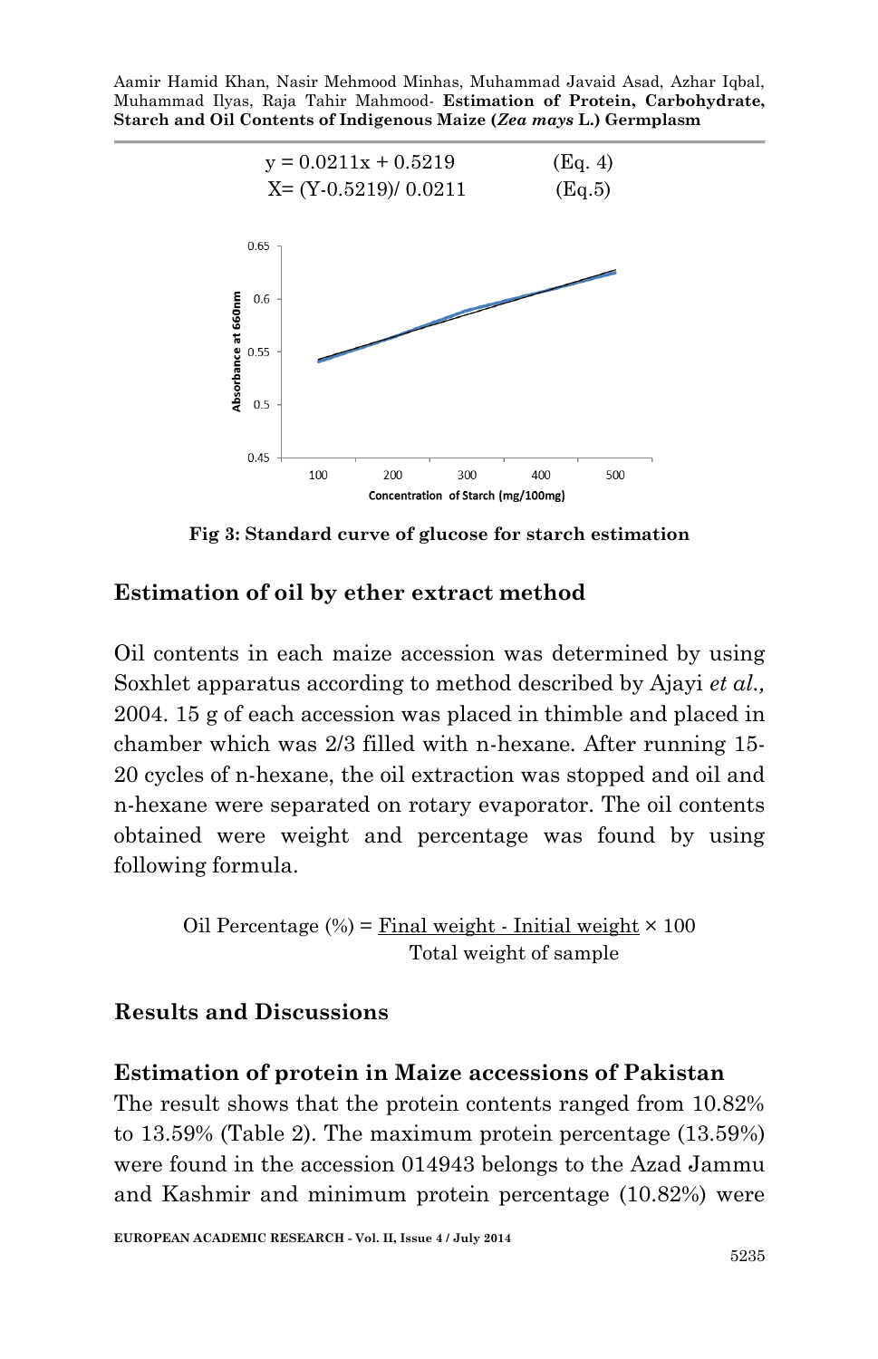$$y = 0.0211x + 0.5219 \quad \text{(Eq. 4)}$$

$$X = (Y - 0.5219)/\ 0.0211 \quad \text{(Eq.5)}$$

**Fig 3: Standard curve of glucose for starch estimation**

## Estimation of oil by ether extract method

Oil contents in each maize accession was determined by using Soxhlet apparatus according to method described by Ajayi *et al.,* 2004. 15 g of each accession was placed in thimble and placed in chamber which was 2/3 filled with n-hexane. After running 15-20 cycles of n-hexane, the oil extraction was stopped and oil and n-hexane were separated on rotary evaporator. The oil contents obtained were weight and percentage was found by using following formula.

$$\text{Oil Percentage (\%)} = \frac{\text{Final weight - Initial weight}}{\text{Total weight of sample}} \times 100$$

## Results and Discussions

### Estimation of protein in Maize accessions of Pakistan

The result shows that the protein contents ranged from 10.82% to 13.59% (Table 2). The maximum protein percentage (13.59%) were found in the accession 014943 belongs to the Azad Jammu and Kashmir and minimum protein percentage (10.82%) were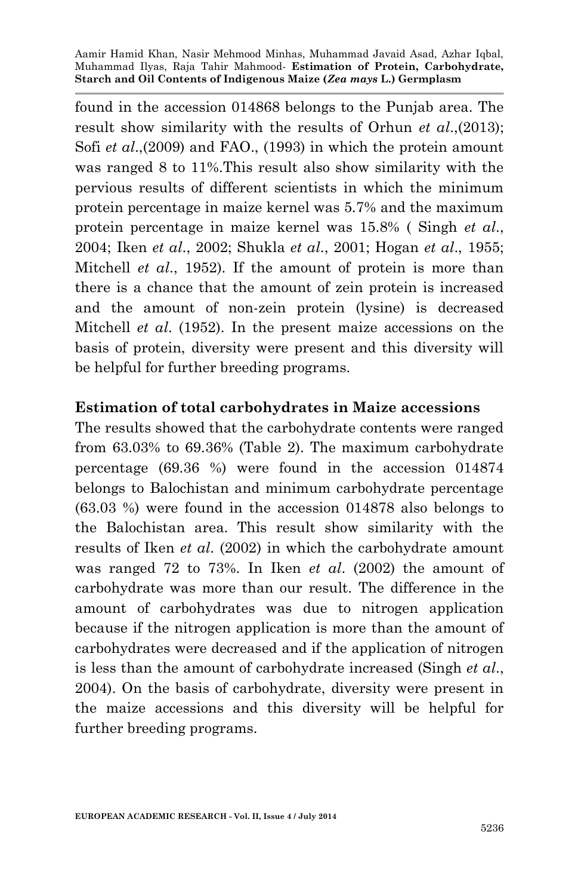found in the accession 014868 belongs to the Punjab area. The result show similarity with the results of Orhun *et al*.,(2013); Sofi *et al*.,(2009) and FAO., (1993) in which the protein amount was ranged 8 to 11%.This result also show similarity with the pervious results of different scientists in which the minimum protein percentage in maize kernel was 5.7% and the maximum protein percentage in maize kernel was 15.8% ( Singh *et al*., 2004; Iken *et al*., 2002; Shukla *et al*., 2001; Hogan *et al*., 1955; Mitchell *et al*., 1952). If the amount of protein is more than there is a chance that the amount of zein protein is increased and the amount of non-zein protein (lysine) is decreased Mitchell *et al*. (1952). In the present maize accessions on the basis of protein, diversity were present and this diversity will be helpful for further breeding programs.

**Estimation of total carbohydrates in Maize accessions**

The results showed that the carbohydrate contents were ranged from 63.03% to 69.36% (Table 2). The maximum carbohydrate percentage (69.36 %) were found in the accession 014874 belongs to Balochistan and minimum carbohydrate percentage (63.03 %) were found in the accession 014878 also belongs to the Balochistan area. This result show similarity with the results of Iken *et al*. (2002) in which the carbohydrate amount was ranged 72 to 73%. In Iken *et al*. (2002) the amount of carbohydrate was more than our result. The difference in the amount of carbohydrates was due to nitrogen application because if the nitrogen application is more than the amount of carbohydrates were decreased and if the application of nitrogen is less than the amount of carbohydrate increased (Singh *et al*., 2004). On the basis of carbohydrate, diversity were present in the maize accessions and this diversity will be helpful for further breeding programs.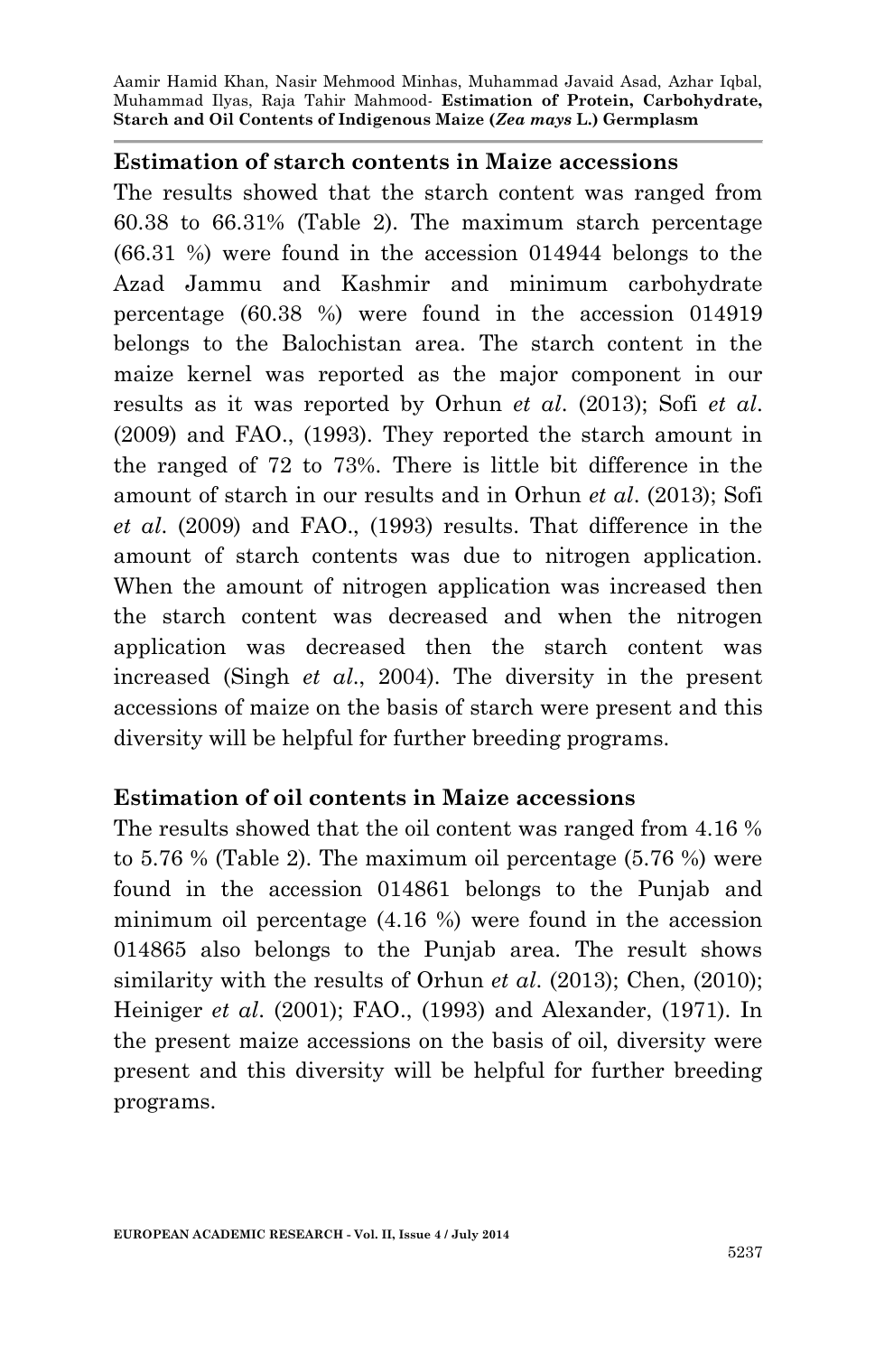## Estimation of starch contents in Maize accessions

The results showed that the starch content was ranged from 60.38 to 66.31% (Table 2). The maximum starch percentage (66.31 %) were found in the accession 014944 belongs to the Azad Jammu and Kashmir and minimum carbohydrate percentage (60.38 %) were found in the accession 014919 belongs to the Balochistan area. The starch content in the maize kernel was reported as the major component in our results as it was reported by Orhun *et al*. (2013); Sofi *et al*. (2009) and FAO., (1993). They reported the starch amount in the ranged of 72 to 73%. There is little bit difference in the amount of starch in our results and in Orhun *et al*. (2013); Sofi *et al*. (2009) and FAO., (1993) results. That difference in the amount of starch contents was due to nitrogen application. When the amount of nitrogen application was increased then the starch content was decreased and when the nitrogen application was decreased then the starch content was increased (Singh *et al*., 2004). The diversity in the present accessions of maize on the basis of starch were present and this diversity will be helpful for further breeding programs.

## Estimation of oil contents in Maize accessions

The results showed that the oil content was ranged from 4.16 % to 5.76 % (Table 2). The maximum oil percentage (5.76 %) were found in the accession 014861 belongs to the Punjab and minimum oil percentage (4.16 %) were found in the accession 014865 also belongs to the Punjab area. The result shows similarity with the results of Orhun *et al*. (2013); Chen, (2010); Heiniger *et al*. (2001); FAO., (1993) and Alexander, (1971). In the present maize accessions on the basis of oil, diversity were present and this diversity will be helpful for further breeding programs.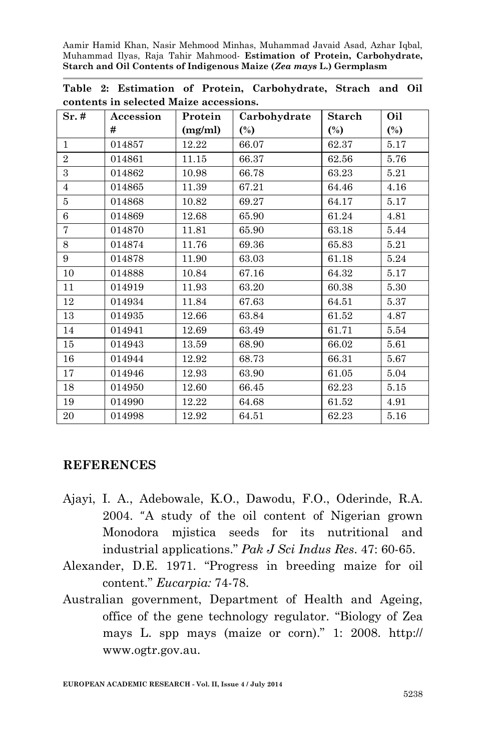**Table 2: Estimation of Protein, Carbohydrate, Strach and Oil contents in selected Maize accessions.**

| Sr. # | Accession # | Protein (mg/ml) | Carbohydrate (%) | Starch (%) | Oil (%) |
|---|---|---|---|---|---|
| 1 | 014857 | 12.22 | 66.07 | 62.37 | 5.17 |
| 2 | 014861 | 11.15 | 66.37 | 62.56 | 5.76 |
| 3 | 014862 | 10.98 | 66.78 | 63.23 | 5.21 |
| 4 | 014865 | 11.39 | 67.21 | 64.46 | 4.16 |
| 5 | 014868 | 10.82 | 69.27 | 64.17 | 5.17 |
| 6 | 014869 | 12.68 | 65.90 | 61.24 | 4.81 |
| 7 | 014870 | 11.81 | 65.90 | 63.18 | 5.44 |
| 8 | 014874 | 11.76 | 69.36 | 65.83 | 5.21 |
| 9 | 014878 | 11.90 | 63.03 | 61.18 | 5.24 |
| 10 | 014888 | 10.84 | 67.16 | 64.32 | 5.17 |
| 11 | 014919 | 11.93 | 63.20 | 60.38 | 5.30 |
| 12 | 014934 | 11.84 | 67.63 | 64.51 | 5.37 |
| 13 | 014935 | 12.66 | 63.84 | 61.52 | 4.87 |
| 14 | 014941 | 12.69 | 63.49 | 61.71 | 5.54 |
| 15 | 014943 | 13.59 | 68.90 | 66.02 | 5.61 |
| 16 | 014944 | 12.92 | 68.73 | 66.31 | 5.67 |
| 17 | 014946 | 12.93 | 63.90 | 61.05 | 5.04 |
| 18 | 014950 | 12.60 | 66.45 | 62.23 | 5.15 |
| 19 | 014990 | 12.22 | 64.68 | 61.52 | 4.91 |
| 20 | 014998 | 12.92 | 64.51 | 62.23 | 5.16 |

## REFERENCES

Ajayi, I. A., Adebowale, K.O., Dawodu, F.O., Oderinde, R.A. 2004. "A study of the oil content of Nigerian grown Monodora mjistica seeds for its nutritional and industrial applications." *Pak J Sci Indus Res.* 47: 60-65.

Alexander, D.E. 1971. "Progress in breeding maize for oil content." *Eucarpia:* 74-78.

Australian government, Department of Health and Ageing, office of the gene technology regulator. "Biology of Zea mays L. spp mays (maize or corn)." 1: 2008. http:// www.ogtr.gov.au.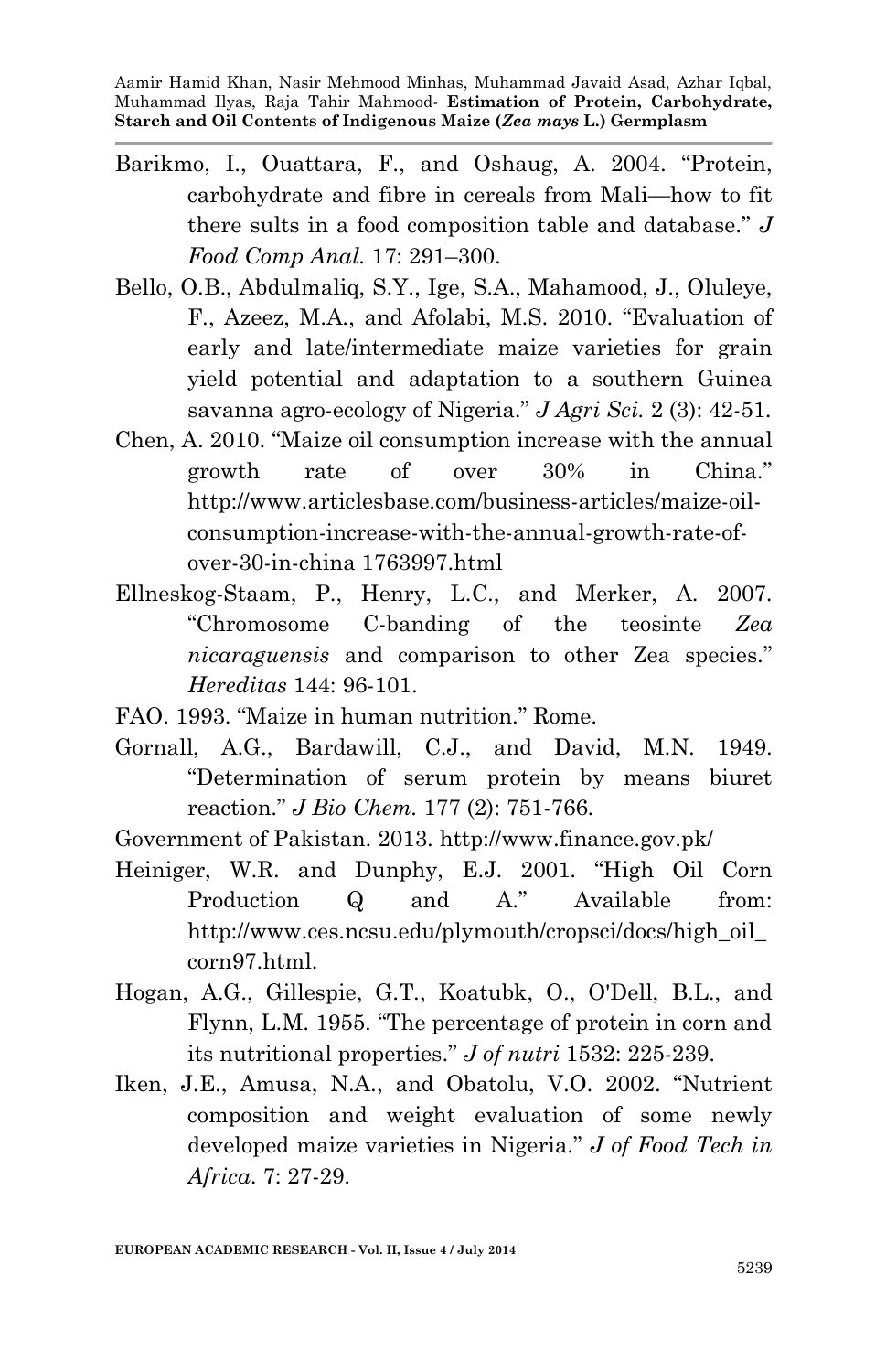Barikmo, I., Ouattara, F., and Oshaug, A. 2004. "Protein, carbohydrate and fibre in cereals from Mali—how to fit there sults in a food composition table and database." *J Food Comp Anal.* 17: 291–300.

Bello, O.B., Abdulmaliq, S.Y., Ige, S.A., Mahamood, J., Oluleye, F., Azeez, M.A., and Afolabi, M.S. 2010. "Evaluation of early and late/intermediate maize varieties for grain yield potential and adaptation to a southern Guinea savanna agro-ecology of Nigeria." *J Agri Sci.* 2 (3): 42-51.

Chen, A. 2010. "Maize oil consumption increase with the annual growth rate of over 30% in China." http://www.articlesbase.com/business-articles/maize-oil-consumption-increase-with-the-annual-growth-rate-of-over-30-in-china 1763997.html

Ellneskog-Staam, P., Henry, L.C., and Merker, A. 2007. "Chromosome C-banding of the teosinte *Zea nicaraguensis* and comparison to other Zea species." *Hereditas* 144: 96-101.

FAO. 1993. "Maize in human nutrition." Rome.

Gornall, A.G., Bardawill, C.J., and David, M.N. 1949. "Determination of serum protein by means biuret reaction." *J Bio Chem.* 177 (2): 751-766.

Government of Pakistan. 2013. http://www.finance.gov.pk/

Heiniger, W.R. and Dunphy, E.J. 2001. "High Oil Corn Production Q and A." Available from: http://www.ces.ncsu.edu/plymouth/cropsci/docs/high_oil_corn97.html.

Hogan, A.G., Gillespie, G.T., Koatubk, O., O'Dell, B.L., and Flynn, L.M. 1955. "The percentage of protein in corn and its nutritional properties." *J of nutri* 1532: 225-239.

Iken, J.E., Amusa, N.A., and Obatolu, V.O. 2002. "Nutrient composition and weight evaluation of some newly developed maize varieties in Nigeria." *J of Food Tech in Africa.* 7: 27-29.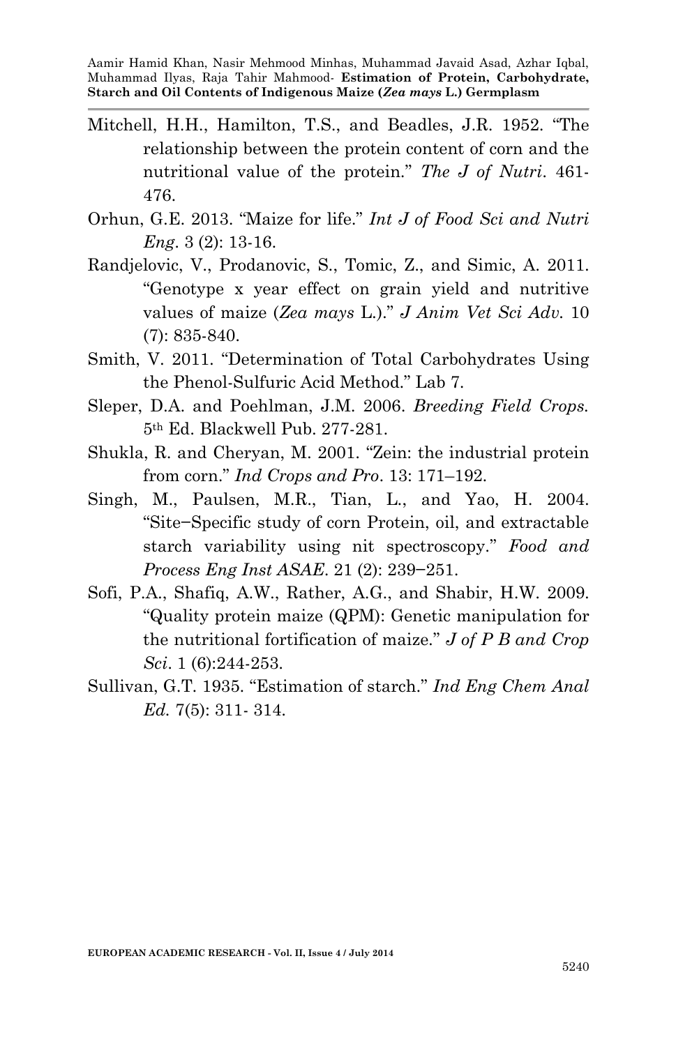Mitchell, H.H., Hamilton, T.S., and Beadles, J.R. 1952. "The relationship between the protein content of corn and the nutritional value of the protein." *The J of Nutri*. 461-476.

Orhun, G.E. 2013. "Maize for life." *Int J of Food Sci and Nutri Eng*. 3 (2): 13-16.

Randjelovic, V., Prodanovic, S., Tomic, Z., and Simic, A. 2011. "Genotype x year effect on grain yield and nutritive values of maize (*Zea mays* L.)." *J Anim Vet Sci Adv.* 10 (7): 835-840.

Smith, V. 2011. "Determination of Total Carbohydrates Using the Phenol-Sulfuric Acid Method." Lab 7.

Sleper, D.A. and Poehlman, J.M. 2006. *Breeding Field Crops.* 5th Ed. Blackwell Pub. 277-281.

Shukla, R. and Cheryan, M. 2001. "Zein: the industrial protein from corn." *Ind Crops and Pro*. 13: 171–192.

Singh, M., Paulsen, M.R., Tian, L., and Yao, H. 2004. "Site−Specific study of corn Protein, oil, and extractable starch variability using nit spectroscopy." *Food and Process Eng Inst ASAE*. 21 (2): 239−251.

Sofi, P.A., Shafiq, A.W., Rather, A.G., and Shabir, H.W. 2009. "Quality protein maize (QPM): Genetic manipulation for the nutritional fortification of maize." *J of P B and Crop Sci*. 1 (6):244-253.

Sullivan, G.T. 1935. "Estimation of starch." *Ind Eng Chem Anal Ed.* 7(5): 311- 314.